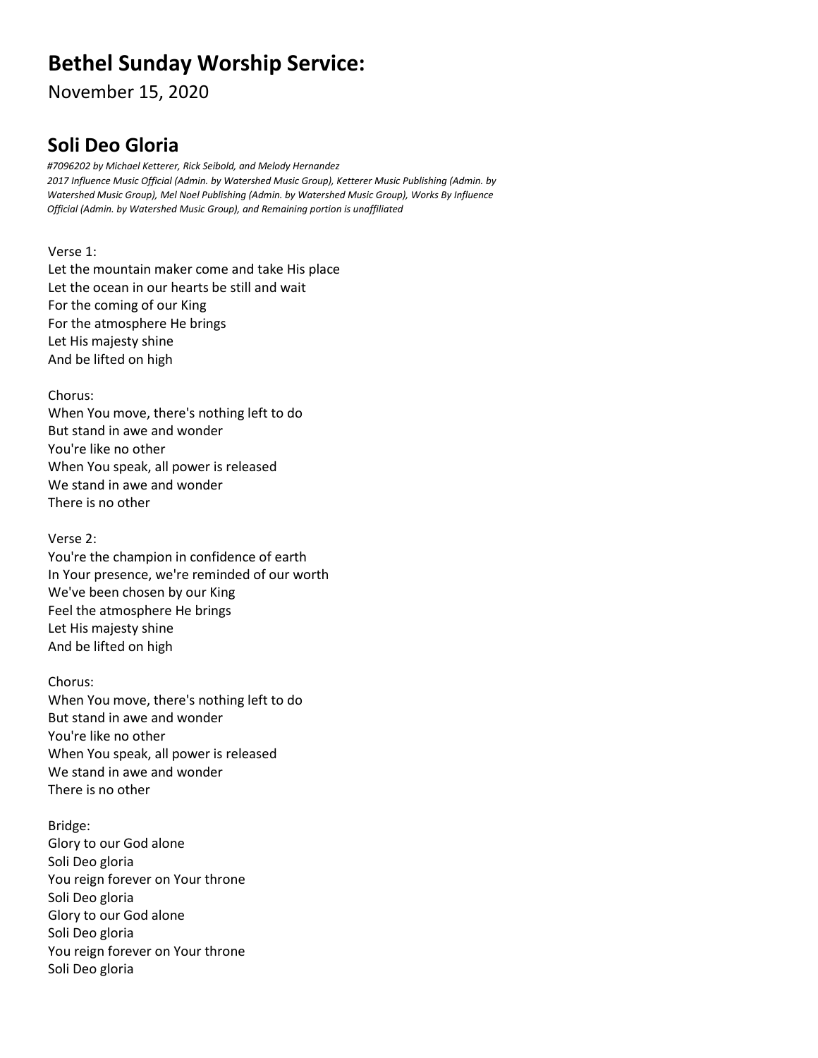# Bethel Sunday Worship Service:

November 15, 2020

## Soli Deo Gloria

*#7096202 by Michael Ketterer, Rick Seibold, and Melody Hernandez*
*2017 Influence Music Official (Admin. by Watershed Music Group), Ketterer Music Publishing (Admin. by Watershed Music Group), Mel Noel Publishing (Admin. by Watershed Music Group), Works By Influence Official (Admin. by Watershed Music Group), and Remaining portion is unaffiliated*

Verse 1:
Let the mountain maker come and take His place
Let the ocean in our hearts be still and wait
For the coming of our King
For the atmosphere He brings
Let His majesty shine
And be lifted on high

Chorus:
When You move, there's nothing left to do
But stand in awe and wonder
You're like no other
When You speak, all power is released
We stand in awe and wonder
There is no other

Verse 2:
You're the champion in confidence of earth
In Your presence, we're reminded of our worth
We've been chosen by our King
Feel the atmosphere He brings
Let His majesty shine
And be lifted on high

Chorus:
When You move, there's nothing left to do
But stand in awe and wonder
You're like no other
When You speak, all power is released
We stand in awe and wonder
There is no other

Bridge:
Glory to our God alone
Soli Deo gloria
You reign forever on Your throne
Soli Deo gloria
Glory to our God alone
Soli Deo gloria
You reign forever on Your throne
Soli Deo gloria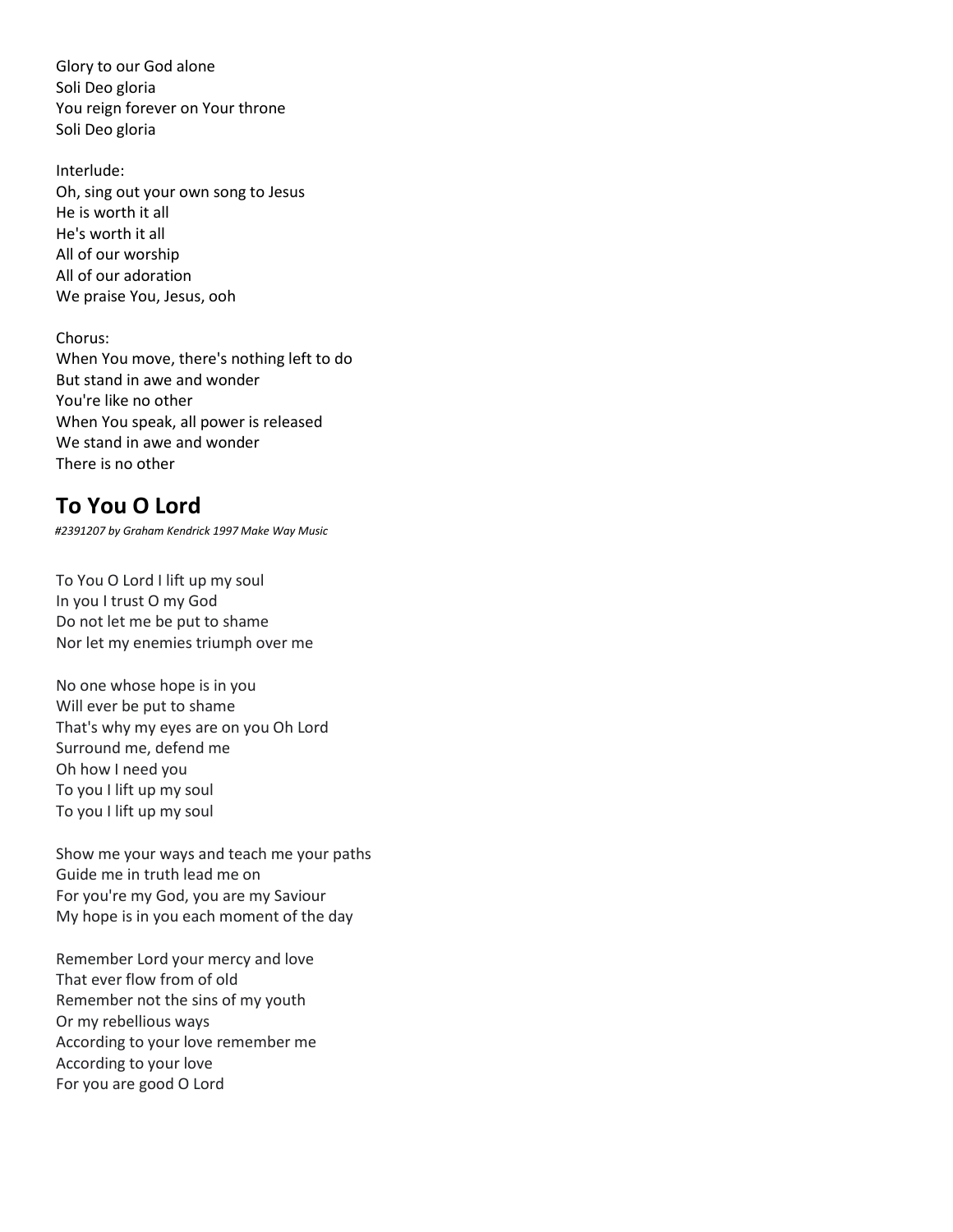Glory to our God alone
Soli Deo gloria
You reign forever on Your throne
Soli Deo gloria

Interlude:
Oh, sing out your own song to Jesus
He is worth it all
He's worth it all
All of our worship
All of our adoration
We praise You, Jesus, ooh

Chorus:
When You move, there's nothing left to do
But stand in awe and wonder
You're like no other
When You speak, all power is released
We stand in awe and wonder
There is no other

## To You O Lord

*#2391207 by Graham Kendrick 1997 Make Way Music*

To You O Lord I lift up my soul
In you I trust O my God
Do not let me be put to shame
Nor let my enemies triumph over me

No one whose hope is in you
Will ever be put to shame
That's why my eyes are on you Oh Lord
Surround me, defend me
Oh how I need you
To you I lift up my soul
To you I lift up my soul

Show me your ways and teach me your paths
Guide me in truth lead me on
For you're my God, you are my Saviour
My hope is in you each moment of the day

Remember Lord your mercy and love
That ever flow from of old
Remember not the sins of my youth
Or my rebellious ways
According to your love remember me
According to your love
For you are good O Lord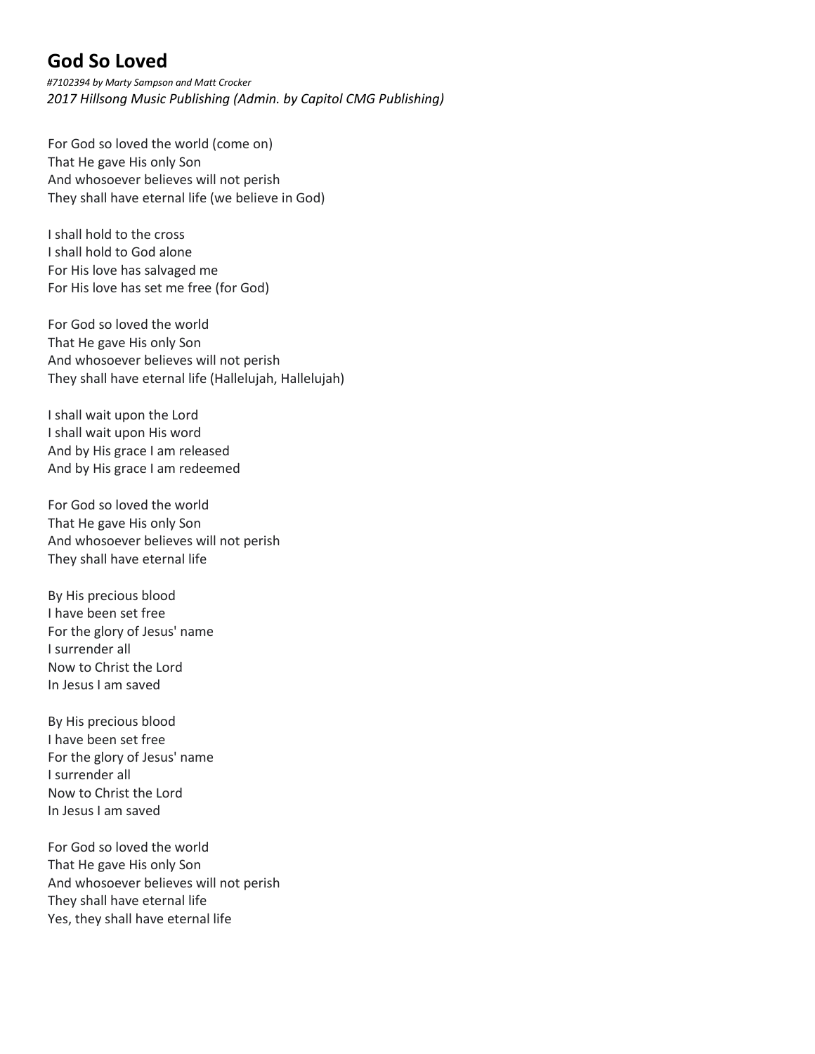# God So Loved

*#7102394 by Marty Sampson and Matt Crocker*
*2017 Hillsong Music Publishing (Admin. by Capitol CMG Publishing)*

For God so loved the world (come on)
That He gave His only Son
And whosoever believes will not perish
They shall have eternal life (we believe in God)

I shall hold to the cross
I shall hold to God alone
For His love has salvaged me
For His love has set me free (for God)

For God so loved the world
That He gave His only Son
And whosoever believes will not perish
They shall have eternal life (Hallelujah, Hallelujah)

I shall wait upon the Lord
I shall wait upon His word
And by His grace I am released
And by His grace I am redeemed

For God so loved the world
That He gave His only Son
And whosoever believes will not perish
They shall have eternal life

By His precious blood
I have been set free
For the glory of Jesus' name
I surrender all
Now to Christ the Lord
In Jesus I am saved

By His precious blood
I have been set free
For the glory of Jesus' name
I surrender all
Now to Christ the Lord
In Jesus I am saved

For God so loved the world
That He gave His only Son
And whosoever believes will not perish
They shall have eternal life
Yes, they shall have eternal life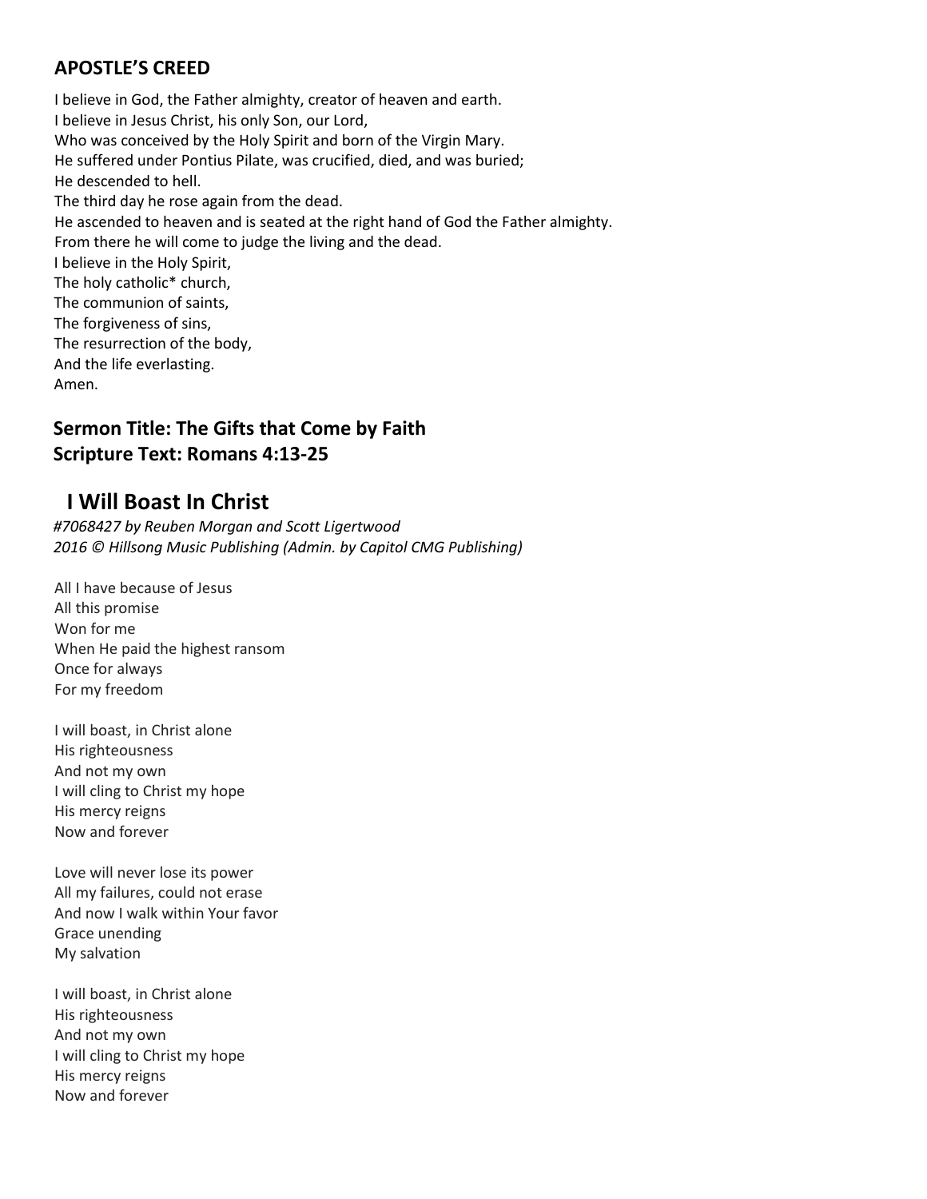## APOSTLE'S CREED

I believe in God, the Father almighty, creator of heaven and earth.
I believe in Jesus Christ, his only Son, our Lord,
Who was conceived by the Holy Spirit and born of the Virgin Mary.
He suffered under Pontius Pilate, was crucified, died, and was buried;
He descended to hell.
The third day he rose again from the dead.
He ascended to heaven and is seated at the right hand of God the Father almighty.
From there he will come to judge the living and the dead.
I believe in the Holy Spirit,
The holy catholic* church,
The communion of saints,
The forgiveness of sins,
The resurrection of the body,
And the life everlasting.
Amen.

## Sermon Title: The Gifts that Come by Faith
## Scripture Text: Romans 4:13-25

# I Will Boast In Christ

*#7068427 by Reuben Morgan and Scott Ligertwood*
*2016 © Hillsong Music Publishing (Admin. by Capitol CMG Publishing)*

All I have because of Jesus
All this promise
Won for me
When He paid the highest ransom
Once for always
For my freedom

I will boast, in Christ alone
His righteousness
And not my own
I will cling to Christ my hope
His mercy reigns
Now and forever

Love will never lose its power
All my failures, could not erase
And now I walk within Your favor
Grace unending
My salvation

I will boast, in Christ alone
His righteousness
And not my own
I will cling to Christ my hope
His mercy reigns
Now and forever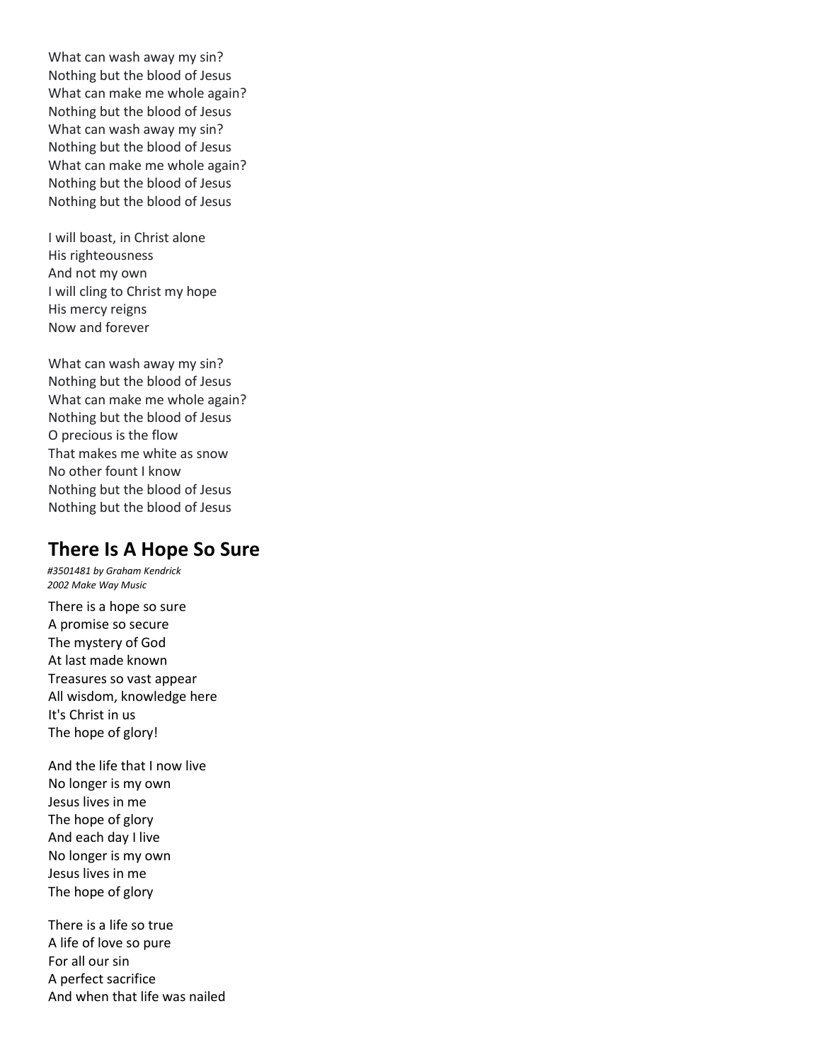What can wash away my sin?
Nothing but the blood of Jesus
What can make me whole again?
Nothing but the blood of Jesus
What can wash away my sin?
Nothing but the blood of Jesus
What can make me whole again?
Nothing but the blood of Jesus
Nothing but the blood of Jesus

I will boast, in Christ alone
His righteousness
And not my own
I will cling to Christ my hope
His mercy reigns
Now and forever

What can wash away my sin?
Nothing but the blood of Jesus
What can make me whole again?
Nothing but the blood of Jesus
O precious is the flow
That makes me white as snow
No other fount I know
Nothing but the blood of Jesus
Nothing but the blood of Jesus

## There Is A Hope So Sure

*#3501481 by Graham Kendrick*
*2002 Make Way Music*

There is a hope so sure
A promise so secure
The mystery of God
At last made known
Treasures so vast appear
All wisdom, knowledge here
It's Christ in us
The hope of glory!

And the life that I now live
No longer is my own
Jesus lives in me
The hope of glory
And each day I live
No longer is my own
Jesus lives in me
The hope of glory

There is a life so true
A life of love so pure
For all our sin
A perfect sacrifice
And when that life was nailed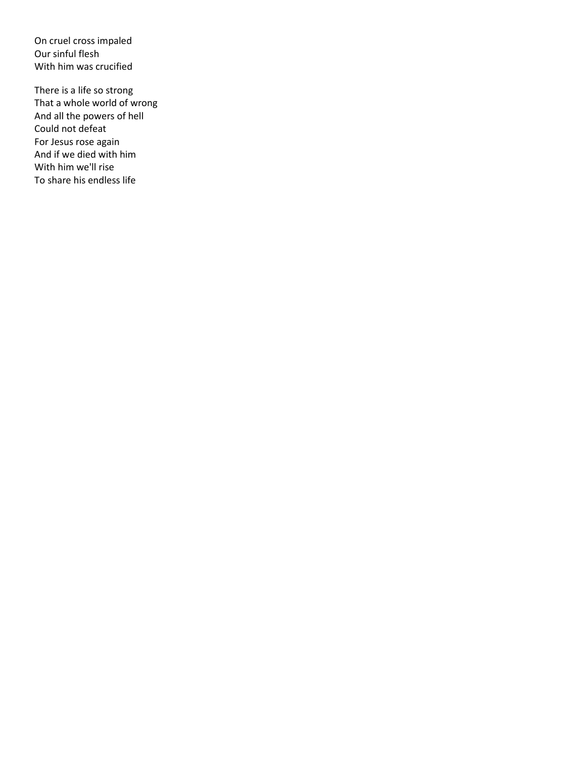On cruel cross impaled
Our sinful flesh
With him was crucified

There is a life so strong
That a whole world of wrong
And all the powers of hell
Could not defeat
For Jesus rose again
And if we died with him
With him we'll rise
To share his endless life